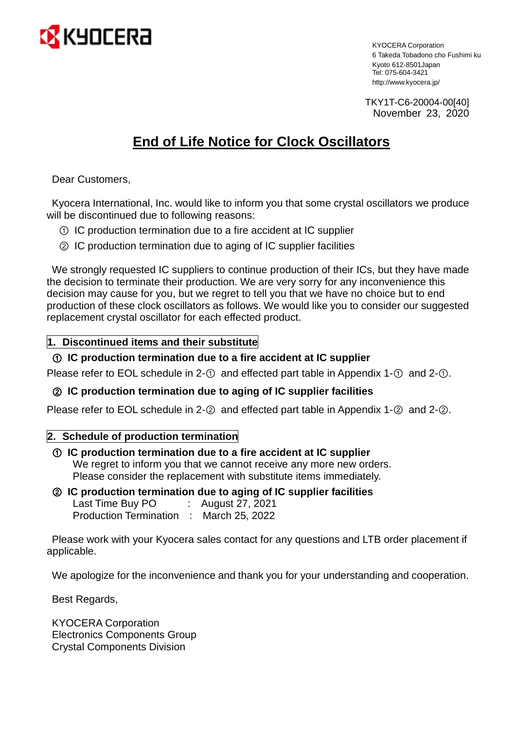KYOCERA

KYOCERA Corporation
6 Takeda Tobadono cho Fushimi ku
Kyoto 612-8501Japan
Tel: 075-604-3421
http://www.kyocera.jp/

TKY1T-C6-20004-00[40]
November 23, 2020

# End of Life Notice for Clock Oscillators

Dear Customers,

Kyocera International, Inc. would like to inform you that some crystal oscillators we produce will be discontinued due to following reasons:

① IC production termination due to a fire accident at IC supplier
② IC production termination due to aging of IC supplier facilities

We strongly requested IC suppliers to continue production of their ICs, but they have made the decision to terminate their production. We are very sorry for any inconvenience this decision may cause for you, but we regret to tell you that we have no choice but to end production of these clock oscillators as follows. We would like you to consider our suggested replacement crystal oscillator for each effected product.

## 1. Discontinued items and their substitute

**① IC production termination due to a fire accident at IC supplier**

Please refer to EOL schedule in 2-① and effected part table in Appendix 1-① and 2-①.

**② IC production termination due to aging of IC supplier facilities**

Please refer to EOL schedule in 2-② and effected part table in Appendix 1-② and 2-②.

## 2. Schedule of production termination

**① IC production termination due to a fire accident at IC supplier**

We regret to inform you that we cannot receive any more new orders.
Please consider the replacement with substitute items immediately.

**② IC production termination due to aging of IC supplier facilities**

Last Time Buy PO : August 27, 2021
Production Termination : March 25, 2022

Please work with your Kyocera sales contact for any questions and LTB order placement if applicable.

We apologize for the inconvenience and thank you for your understanding and cooperation.

Best Regards,

KYOCERA Corporation
Electronics Components Group
Crystal Components Division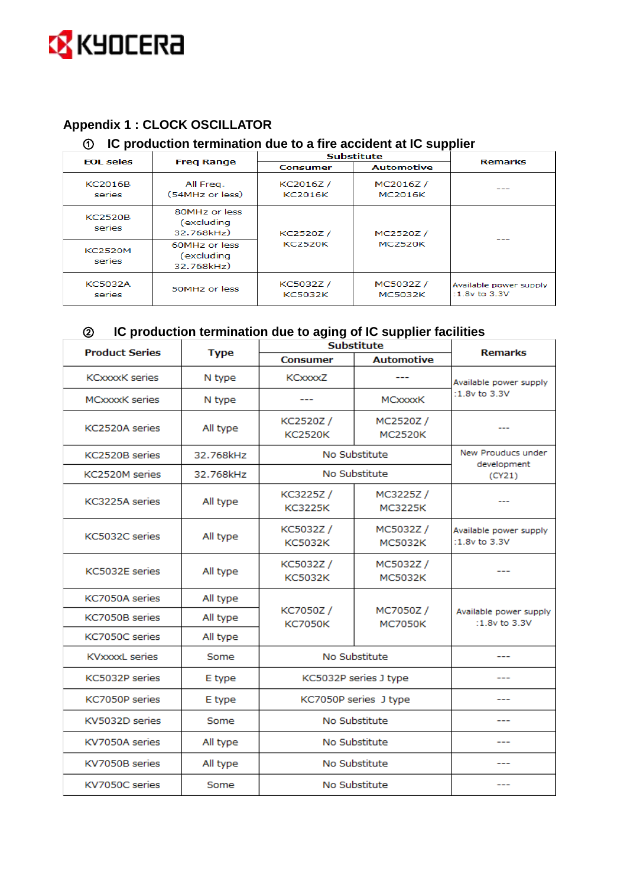## Appendix 1 : CLOCK OSCILLATOR

### ① IC production termination due to a fire accident at IC supplier

| EOL seies | Freq Range | Substitute | | Remarks |
|---|---|---|---|---|
| | | Consumer | Automotive | |
| KC2016B series | All Freq. (54MHz or less) | KC2016Z / KC2016K | MC2016Z / MC2016K | --- |
| KC2520B series | 80MHz or less (excluding 32.768kHz) | KC2520Z / KC2520K | MC2520Z / MC2520K | --- |
| KC2520M series | 60MHz or less (excluding 32.768kHz) | KC2520Z / KC2520K | MC2520Z / MC2520K | --- |
| KC5032A series | 50MHz or less | KC5032Z / KC5032K | MC5032Z / MC5032K | Available power supply :1.8v to 3.3V |

### ② IC production termination due to aging of IC supplier facilities

| Product Series | Type | Substitute | | Remarks |
|---|---|---|---|---|
| | | Consumer | Automotive | |
| KCxxxxK series | N type | KCxxxxZ | --- | Available power supply :1.8v to 3.3V |
| MCxxxxK series | N type | --- | MCxxxxK | Available power supply :1.8v to 3.3V |
| KC2520A series | All type | KC2520Z / KC2520K | MC2520Z / MC2520K | --- |
| KC2520B series | 32.768kHz | No Substitute | | New Prouducs under development (CY21) |
| KC2520M series | 32.768kHz | No Substitute | | New Prouducs under development (CY21) |
| KC3225A series | All type | KC3225Z / KC3225K | MC3225Z / MC3225K | --- |
| KC5032C series | All type | KC5032Z / KC5032K | MC5032Z / MC5032K | Available power supply :1.8v to 3.3V |
| KC5032E series | All type | KC5032Z / KC5032K | MC5032Z / MC5032K | --- |
| KC7050A series | All type | KC7050Z / KC7050K | MC7050Z / MC7050K | Available power supply :1.8v to 3.3V |
| KC7050B series | All type | KC7050Z / KC7050K | MC7050Z / MC7050K | Available power supply :1.8v to 3.3V |
| KC7050C series | All type | KC7050Z / KC7050K | MC7050Z / MC7050K | Available power supply :1.8v to 3.3V |
| KVxxxxL series | Some | No Substitute | | --- |
| KC5032P series | E type | KC5032P series J type | | --- |
| KC7050P series | E type | KC7050P series J type | | --- |
| KV5032D series | Some | No Substitute | | --- |
| KV7050A series | All type | No Substitute | | --- |
| KV7050B series | All type | No Substitute | | --- |
| KV7050C series | Some | No Substitute | | --- |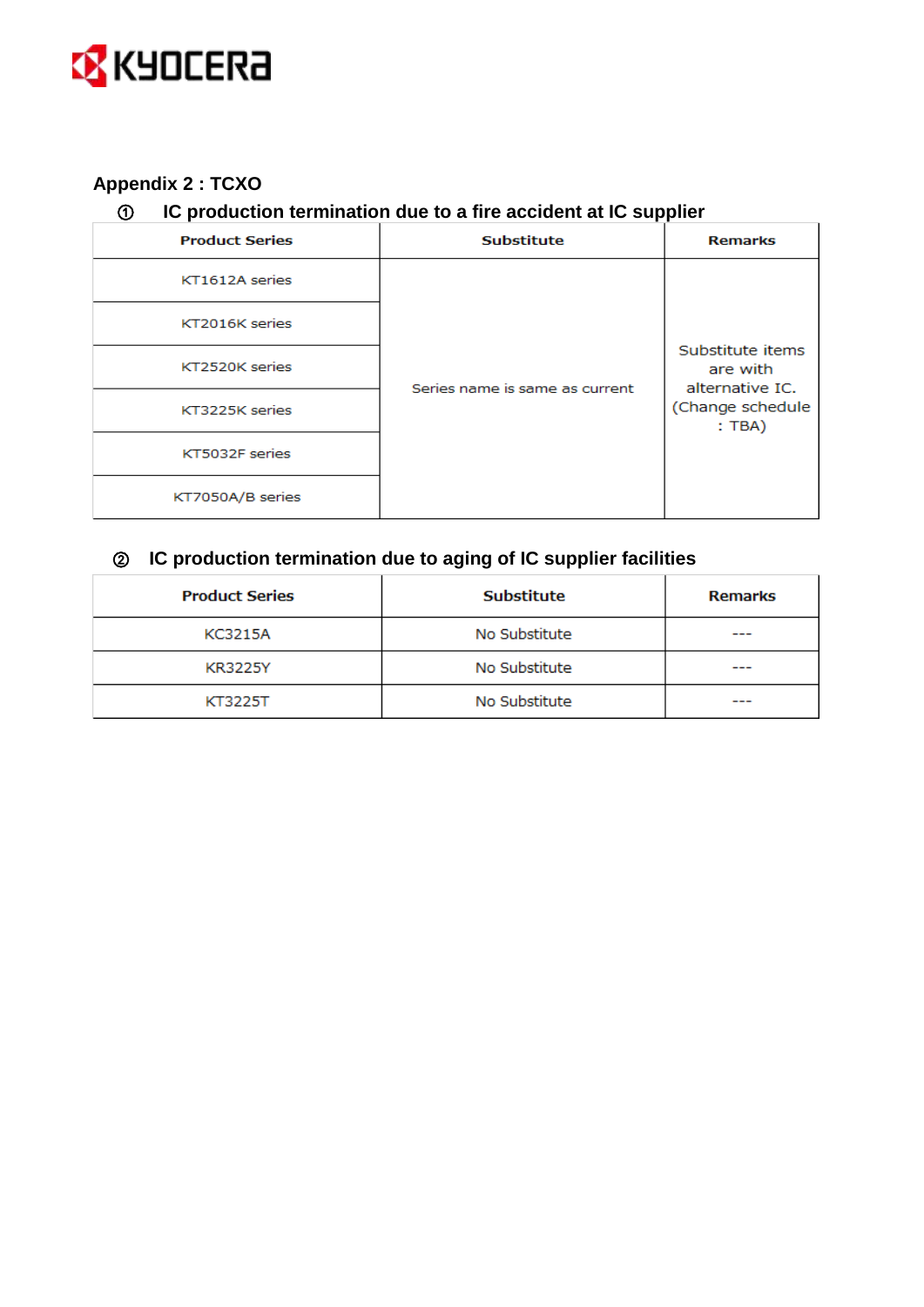## Appendix 2 : TCXO

### ① IC production termination due to a fire accident at IC supplier

| Product Series | Substitute | Remarks |
|---|---|---|
| KT1612A series | Series name is same as current | Substitute items are with alternative IC. (Change schedule : TBA) |
| KT2016K series | | |
| KT2520K series | | |
| KT3225K series | | |
| KT5032F series | | |
| KT7050A/B series | | |

### ② IC production termination due to aging of IC supplier facilities

| Product Series | Substitute | Remarks |
|---|---|---|
| KC3215A | No Substitute | --- |
| KR3225Y | No Substitute | --- |
| KT3225T | No Substitute | --- |